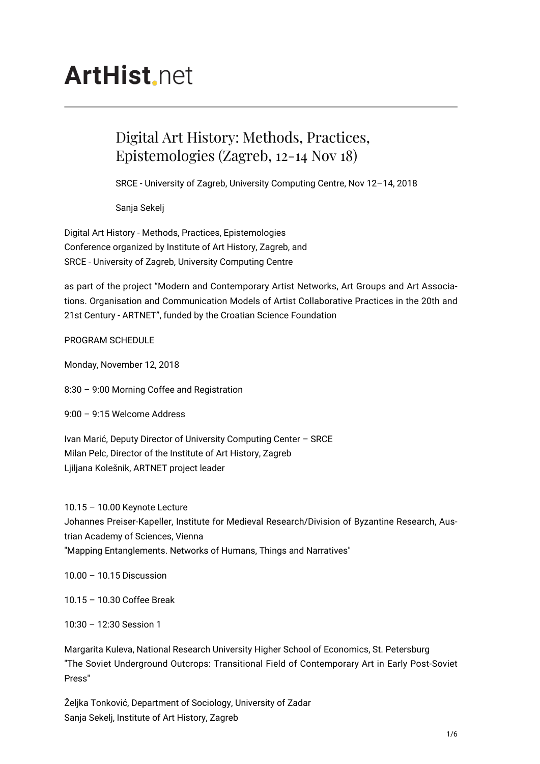# ArtHist.net

## Digital Art History: Methods, Practices, Epistemologies (Zagreb, 12-14 Nov 18)

SRCE - University of Zagreb, University Computing Centre, Nov 12–14, 2018

Sanja Sekelj

Digital Art History - Methods, Practices, Epistemologies
Conference organized by Institute of Art History, Zagreb, and
SRCE - University of Zagreb, University Computing Centre

as part of the project "Modern and Contemporary Artist Networks, Art Groups and Art Associations. Organisation and Communication Models of Artist Collaborative Practices in the 20th and 21st Century - ARTNET", funded by the Croatian Science Foundation

PROGRAM SCHEDULE

Monday, November 12, 2018

8:30 – 9:00 Morning Coffee and Registration

9:00 – 9:15 Welcome Address

Ivan Marić, Deputy Director of University Computing Center – SRCE
Milan Pelc, Director of the Institute of Art History, Zagreb
Ljiljana Kolešnik, ARTNET project leader

10.15 – 10.00 Keynote Lecture
Johannes Preiser-Kapeller, Institute for Medieval Research/Division of Byzantine Research, Austrian Academy of Sciences, Vienna
"Mapping Entanglements. Networks of Humans, Things and Narratives"

10.00 – 10.15 Discussion

10.15 – 10.30 Coffee Break

10:30 – 12:30 Session 1

Margarita Kuleva, National Research University Higher School of Economics, St. Petersburg
"The Soviet Underground Outcrops: Transitional Field of Contemporary Art in Early Post-Soviet Press"

Željka Tonković, Department of Sociology, University of Zadar
Sanja Sekelj, Institute of Art History, Zagreb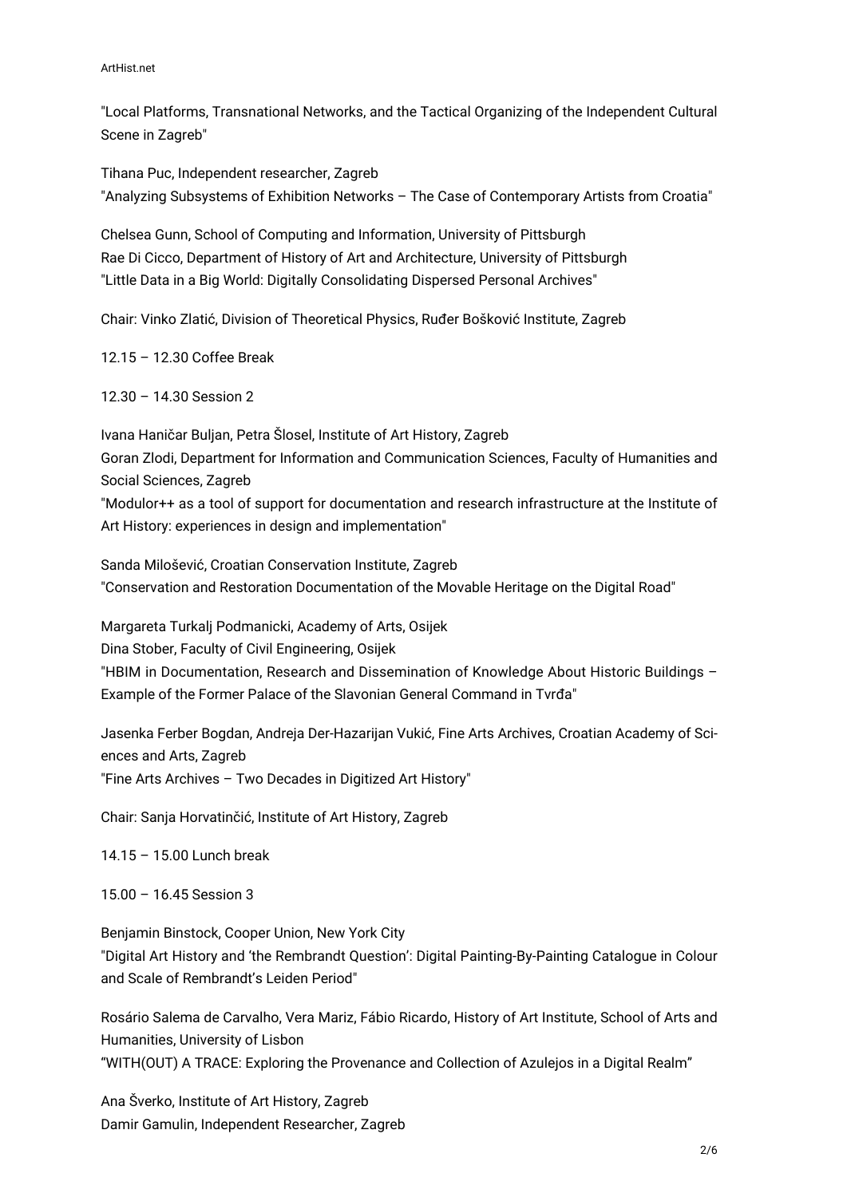"Local Platforms, Transnational Networks, and the Tactical Organizing of the Independent Cultural Scene in Zagreb"

Tihana Puc, Independent researcher, Zagreb
"Analyzing Subsystems of Exhibition Networks – The Case of Contemporary Artists from Croatia"

Chelsea Gunn, School of Computing and Information, University of Pittsburgh
Rae Di Cicco, Department of History of Art and Architecture, University of Pittsburgh
"Little Data in a Big World: Digitally Consolidating Dispersed Personal Archives"

Chair: Vinko Zlatić, Division of Theoretical Physics, Ruđer Bošković Institute, Zagreb

12.15 – 12.30 Coffee Break

12.30 – 14.30 Session 2

Ivana Haničar Buljan, Petra Šlosel, Institute of Art History, Zagreb
Goran Zlodi, Department for Information and Communication Sciences, Faculty of Humanities and Social Sciences, Zagreb
"Modulor++ as a tool of support for documentation and research infrastructure at the Institute of Art History: experiences in design and implementation"

Sanda Milošević, Croatian Conservation Institute, Zagreb
"Conservation and Restoration Documentation of the Movable Heritage on the Digital Road"

Margareta Turkalj Podmanicki, Academy of Arts, Osijek
Dina Stober, Faculty of Civil Engineering, Osijek
"HBIM in Documentation, Research and Dissemination of Knowledge About Historic Buildings – Example of the Former Palace of the Slavonian General Command in Tvrđa"

Jasenka Ferber Bogdan, Andreja Der-Hazarijan Vukić, Fine Arts Archives, Croatian Academy of Sciences and Arts, Zagreb
"Fine Arts Archives – Two Decades in Digitized Art History"

Chair: Sanja Horvatinčić, Institute of Art History, Zagreb

14.15 – 15.00 Lunch break

15.00 – 16.45 Session 3

Benjamin Binstock, Cooper Union, New York City
"Digital Art History and 'the Rembrandt Question': Digital Painting-By-Painting Catalogue in Colour and Scale of Rembrandt's Leiden Period"

Rosário Salema de Carvalho, Vera Mariz, Fábio Ricardo, History of Art Institute, School of Arts and Humanities, University of Lisbon
"WITH(OUT) A TRACE: Exploring the Provenance and Collection of Azulejos in a Digital Realm"

Ana Šverko, Institute of Art History, Zagreb
Damir Gamulin, Independent Researcher, Zagreb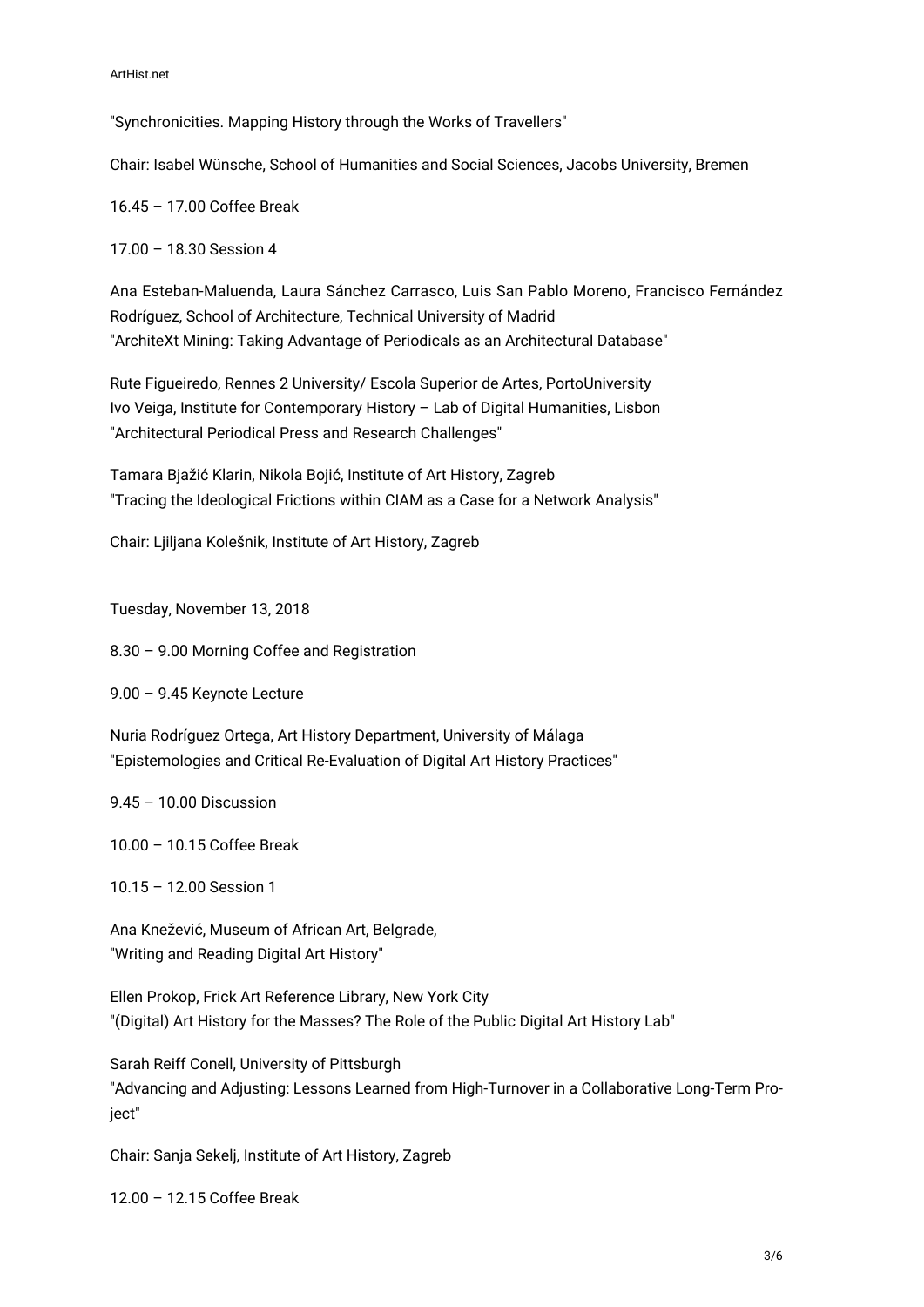"Synchronicities. Mapping History through the Works of Travellers"

Chair: Isabel Wünsche, School of Humanities and Social Sciences, Jacobs University, Bremen

16.45 – 17.00 Coffee Break

17.00 – 18.30 Session 4

Ana Esteban-Maluenda, Laura Sánchez Carrasco, Luis San Pablo Moreno, Francisco Fernández Rodríguez, School of Architecture, Technical University of Madrid
"ArchiteXt Mining: Taking Advantage of Periodicals as an Architectural Database"

Rute Figueiredo, Rennes 2 University/ Escola Superior de Artes, PortoUniversity
Ivo Veiga, Institute for Contemporary History – Lab of Digital Humanities, Lisbon
"Architectural Periodical Press and Research Challenges"

Tamara Bjažić Klarin, Nikola Bojić, Institute of Art History, Zagreb
"Tracing the Ideological Frictions within CIAM as a Case for a Network Analysis"

Chair: Ljiljana Kolešnik, Institute of Art History, Zagreb

Tuesday, November 13, 2018

8.30 – 9.00 Morning Coffee and Registration

9.00 – 9.45 Keynote Lecture

Nuria Rodríguez Ortega, Art History Department, University of Málaga
"Epistemologies and Critical Re-Evaluation of Digital Art History Practices"

9.45 – 10.00 Discussion

10.00 – 10.15 Coffee Break

10.15 – 12.00 Session 1

Ana Knežević, Museum of African Art, Belgrade,
"Writing and Reading Digital Art History"

Ellen Prokop, Frick Art Reference Library, New York City
"(Digital) Art History for the Masses? The Role of the Public Digital Art History Lab"

Sarah Reiff Conell, University of Pittsburgh
"Advancing and Adjusting: Lessons Learned from High-Turnover in a Collaborative Long-Term Project"

Chair: Sanja Sekelj, Institute of Art History, Zagreb

12.00 – 12.15 Coffee Break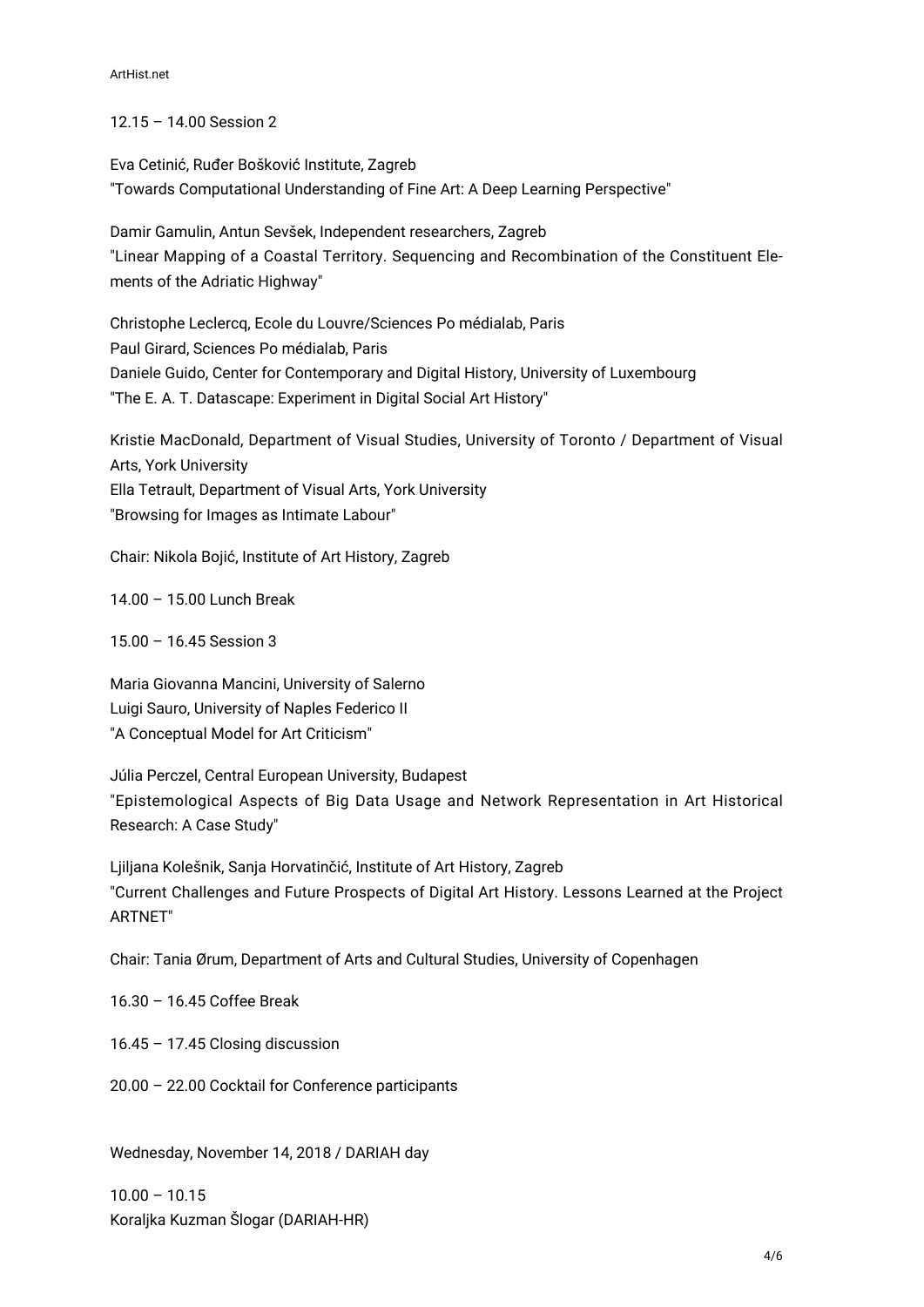12.15 – 14.00 Session 2

Eva Cetinić, Ruđer Bošković Institute, Zagreb
"Towards Computational Understanding of Fine Art: A Deep Learning Perspective"

Damir Gamulin, Antun Sevšek, Independent researchers, Zagreb
"Linear Mapping of a Coastal Territory. Sequencing and Recombination of the Constituent Elements of the Adriatic Highway"

Christophe Leclercq, Ecole du Louvre/Sciences Po médialab, Paris
Paul Girard, Sciences Po médialab, Paris
Daniele Guido, Center for Contemporary and Digital History, University of Luxembourg
"The E. A. T. Datascape: Experiment in Digital Social Art History"

Kristie MacDonald, Department of Visual Studies, University of Toronto / Department of Visual Arts, York University
Ella Tetrault, Department of Visual Arts, York University
"Browsing for Images as Intimate Labour"

Chair: Nikola Bojić, Institute of Art History, Zagreb

14.00 – 15.00 Lunch Break

15.00 – 16.45 Session 3

Maria Giovanna Mancini, University of Salerno
Luigi Sauro, University of Naples Federico II
"A Conceptual Model for Art Criticism"

Júlia Perczel, Central European University, Budapest
"Epistemological Aspects of Big Data Usage and Network Representation in Art Historical Research: A Case Study"

Ljiljana Kolešnik, Sanja Horvatinčić, Institute of Art History, Zagreb
"Current Challenges and Future Prospects of Digital Art History. Lessons Learned at the Project ARTNET"

Chair: Tania Ørum, Department of Arts and Cultural Studies, University of Copenhagen

16.30 – 16.45 Coffee Break

16.45 – 17.45 Closing discussion

20.00 – 22.00 Cocktail for Conference participants

Wednesday, November 14, 2018 / DARIAH day

10.00 – 10.15
Koraljka Kuzman Šlogar (DARIAH-HR)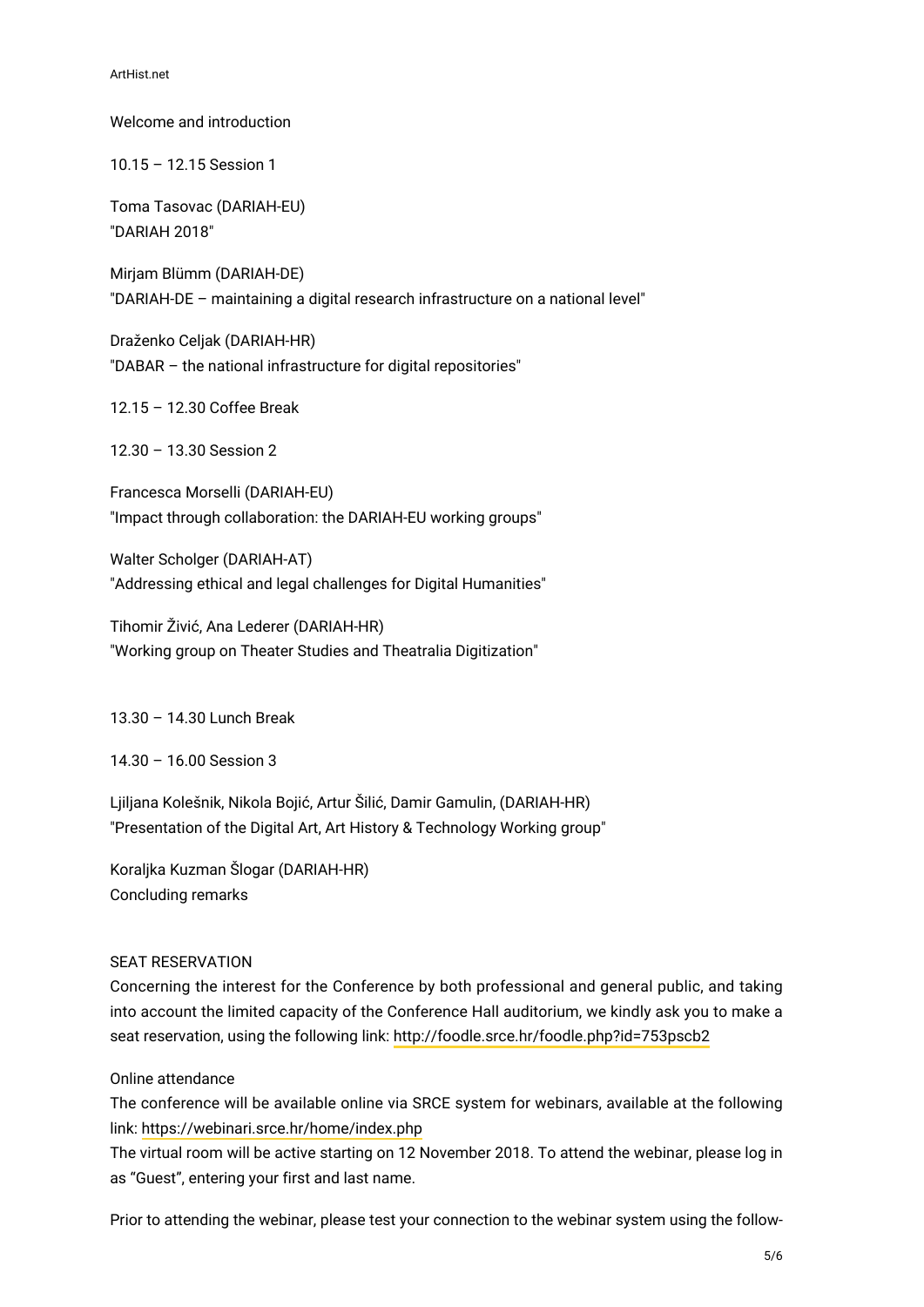Welcome and introduction

10.15 – 12.15 Session 1

Toma Tasovac (DARIAH-EU)
"DARIAH 2018"

Mirjam Blümm (DARIAH-DE)
"DARIAH-DE – maintaining a digital research infrastructure on a national level"

Draženko Celjak (DARIAH-HR)
"DABAR – the national infrastructure for digital repositories"

12.15 – 12.30 Coffee Break

12.30 – 13.30 Session 2

Francesca Morselli (DARIAH-EU)
"Impact through collaboration: the DARIAH-EU working groups"

Walter Scholger (DARIAH-AT)
"Addressing ethical and legal challenges for Digital Humanities"

Tihomir Živić, Ana Lederer (DARIAH-HR)
"Working group on Theater Studies and Theatralia Digitization"

13.30 – 14.30 Lunch Break

14.30 – 16.00 Session 3

Ljiljana Kolešnik, Nikola Bojić, Artur Šilić, Damir Gamulin, (DARIAH-HR)
"Presentation of the Digital Art, Art History & Technology Working group"

Koraljka Kuzman Šlogar (DARIAH-HR)
Concluding remarks

SEAT RESERVATION
Concerning the interest for the Conference by both professional and general public, and taking into account the limited capacity of the Conference Hall auditorium, we kindly ask you to make a seat reservation, using the following link: http://foodle.srce.hr/foodle.php?id=753pscb2

Online attendance
The conference will be available online via SRCE system for webinars, available at the following link: https://webinari.srce.hr/home/index.php
The virtual room will be active starting on 12 November 2018. To attend the webinar, please log in as "Guest", entering your first and last name.

Prior to attending the webinar, please test your connection to the webinar system using the follow-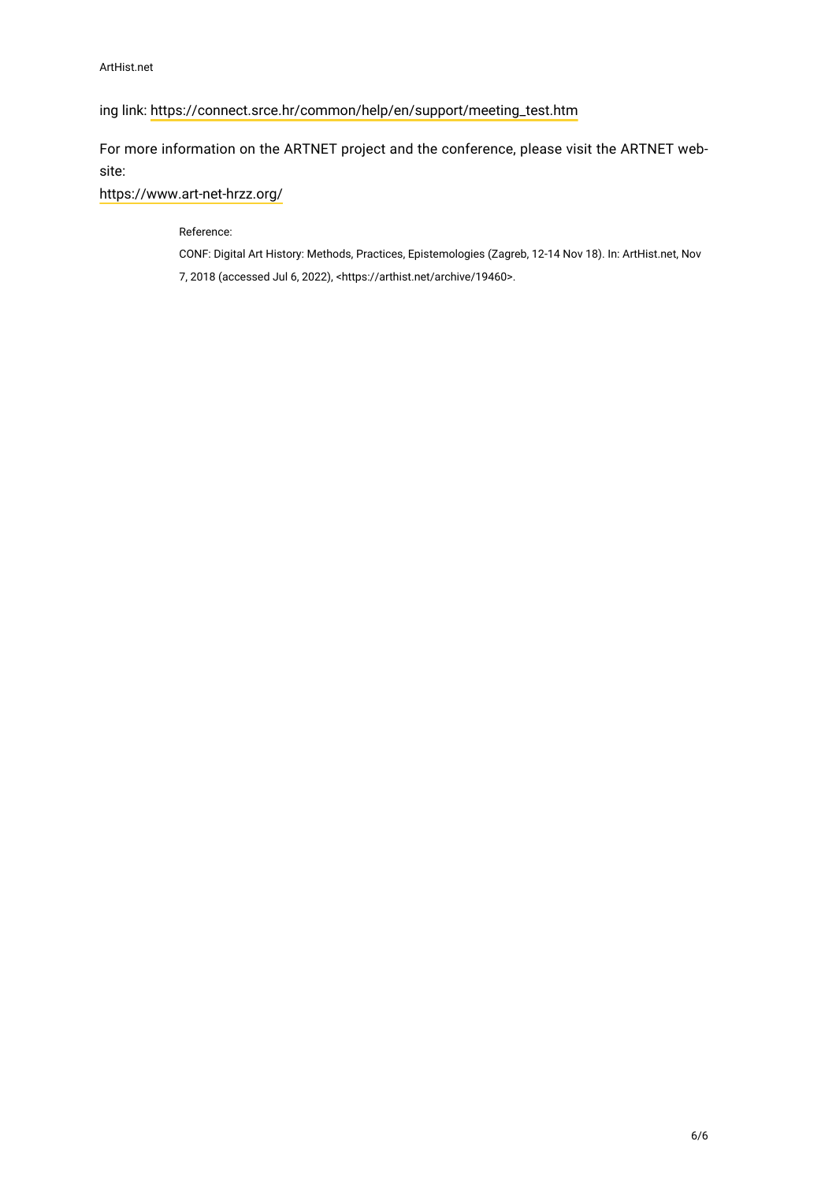ing link: https://connect.srce.hr/common/help/en/support/meeting_test.htm

For more information on the ARTNET project and the conference, please visit the ARTNET website:
https://www.art-net-hrzz.org/

Reference:

CONF: Digital Art History: Methods, Practices, Epistemologies (Zagreb, 12-14 Nov 18). In: ArtHist.net, Nov 7, 2018 (accessed Jul 6, 2022), <https://arthist.net/archive/19460>.